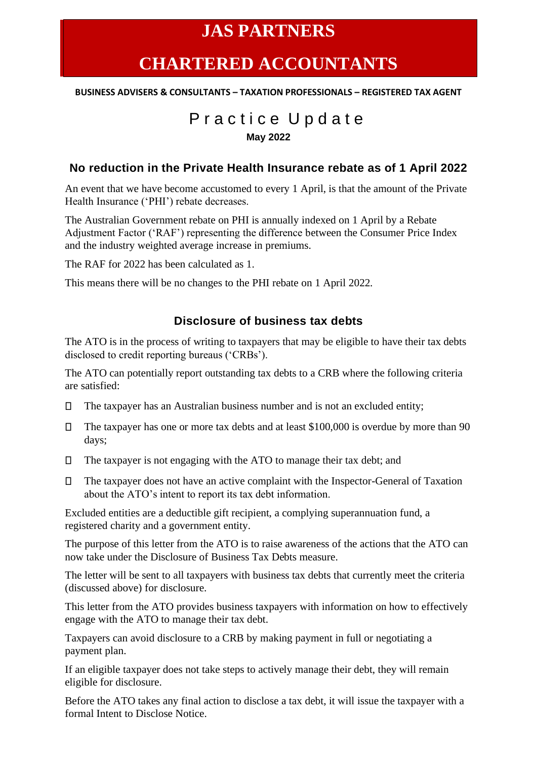# JAS PARTNERS

# CHARTERED ACCOUNTANTS

**BUSINESS ADVISERS & CONSULTANTS – TAXATION PROFESSIONALS – REGISTERED TAX AGENT**

# Practice Update

**May 2022**

## No reduction in the Private Health Insurance rebate as of 1 April 2022

An event that we have become accustomed to every 1 April, is that the amount of the Private Health Insurance ('PHI') rebate decreases.

The Australian Government rebate on PHI is annually indexed on 1 April by a Rebate Adjustment Factor ('RAF') representing the difference between the Consumer Price Index and the industry weighted average increase in premiums.

The RAF for 2022 has been calculated as 1.

This means there will be no changes to the PHI rebate on 1 April 2022.

## Disclosure of business tax debts

The ATO is in the process of writing to taxpayers that may be eligible to have their tax debts disclosed to credit reporting bureaus ('CRBs').

The ATO can potentially report outstanding tax debts to a CRB where the following criteria are satisfied:

- The taxpayer has an Australian business number and is not an excluded entity;
- The taxpayer has one or more tax debts and at least $100,000 is overdue by more than 90 days;
- The taxpayer is not engaging with the ATO to manage their tax debt; and
- The taxpayer does not have an active complaint with the Inspector-General of Taxation about the ATO's intent to report its tax debt information.

Excluded entities are a deductible gift recipient, a complying superannuation fund, a registered charity and a government entity.

The purpose of this letter from the ATO is to raise awareness of the actions that the ATO can now take under the Disclosure of Business Tax Debts measure.

The letter will be sent to all taxpayers with business tax debts that currently meet the criteria (discussed above) for disclosure.

This letter from the ATO provides business taxpayers with information on how to effectively engage with the ATO to manage their tax debt.

Taxpayers can avoid disclosure to a CRB by making payment in full or negotiating a payment plan.

If an eligible taxpayer does not take steps to actively manage their debt, they will remain eligible for disclosure.

Before the ATO takes any final action to disclose a tax debt, it will issue the taxpayer with a formal Intent to Disclose Notice.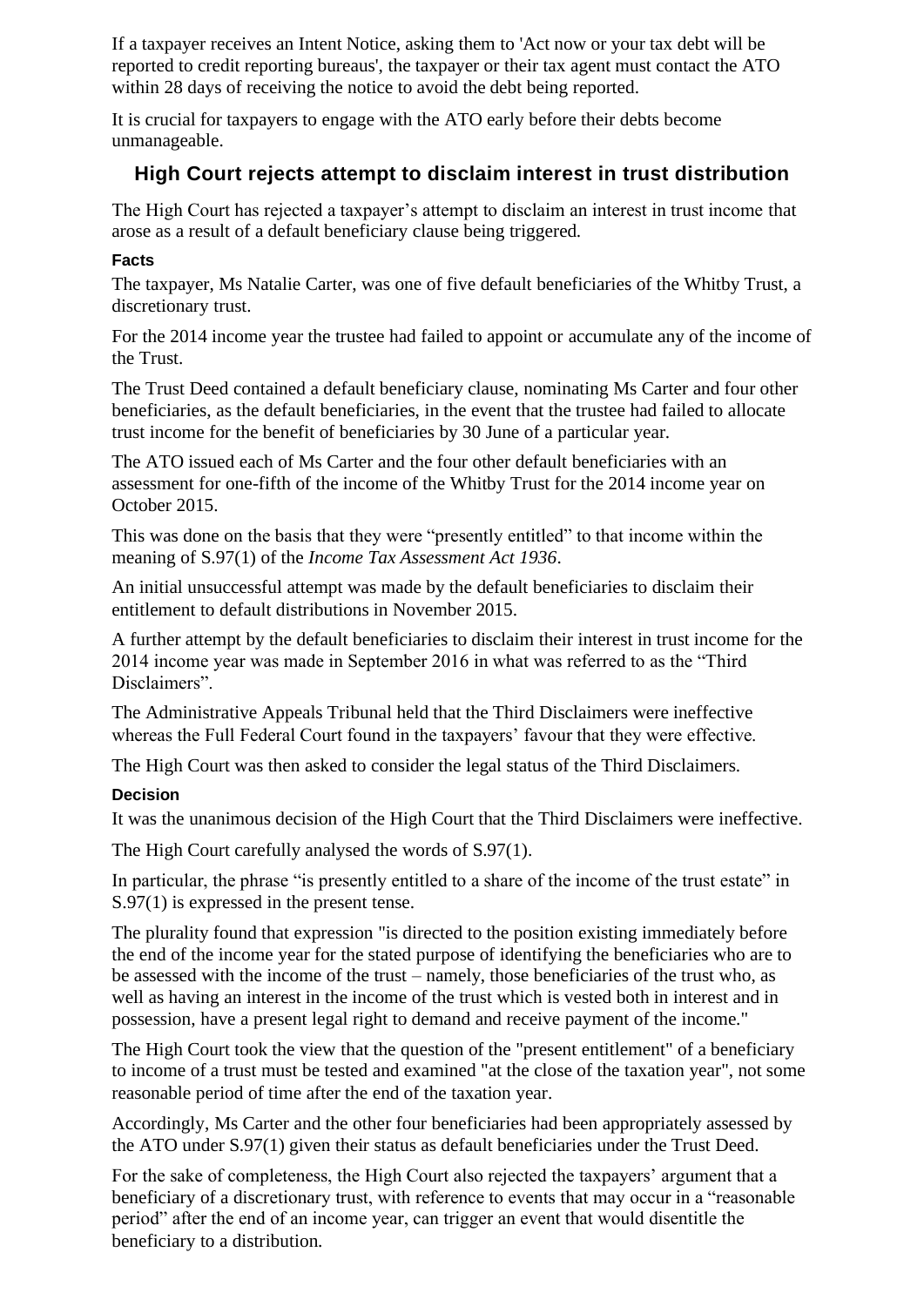If a taxpayer receives an Intent Notice, asking them to 'Act now or your tax debt will be reported to credit reporting bureaus', the taxpayer or their tax agent must contact the ATO within 28 days of receiving the notice to avoid the debt being reported.

It is crucial for taxpayers to engage with the ATO early before their debts become unmanageable.

## High Court rejects attempt to disclaim interest in trust distribution

The High Court has rejected a taxpayer's attempt to disclaim an interest in trust income that arose as a result of a default beneficiary clause being triggered.

### Facts

The taxpayer, Ms Natalie Carter, was one of five default beneficiaries of the Whitby Trust, a discretionary trust.

For the 2014 income year the trustee had failed to appoint or accumulate any of the income of the Trust.

The Trust Deed contained a default beneficiary clause, nominating Ms Carter and four other beneficiaries, as the default beneficiaries, in the event that the trustee had failed to allocate trust income for the benefit of beneficiaries by 30 June of a particular year.

The ATO issued each of Ms Carter and the four other default beneficiaries with an assessment for one-fifth of the income of the Whitby Trust for the 2014 income year on October 2015.

This was done on the basis that they were "presently entitled" to that income within the meaning of S.97(1) of the *Income Tax Assessment Act 1936*.

An initial unsuccessful attempt was made by the default beneficiaries to disclaim their entitlement to default distributions in November 2015.

A further attempt by the default beneficiaries to disclaim their interest in trust income for the 2014 income year was made in September 2016 in what was referred to as the "Third Disclaimers".

The Administrative Appeals Tribunal held that the Third Disclaimers were ineffective whereas the Full Federal Court found in the taxpayers' favour that they were effective.

The High Court was then asked to consider the legal status of the Third Disclaimers.

### Decision

It was the unanimous decision of the High Court that the Third Disclaimers were ineffective.

The High Court carefully analysed the words of S.97(1).

In particular, the phrase "is presently entitled to a share of the income of the trust estate" in S.97(1) is expressed in the present tense.

The plurality found that expression "is directed to the position existing immediately before the end of the income year for the stated purpose of identifying the beneficiaries who are to be assessed with the income of the trust – namely, those beneficiaries of the trust who, as well as having an interest in the income of the trust which is vested both in interest and in possession, have a present legal right to demand and receive payment of the income."

The High Court took the view that the question of the "present entitlement" of a beneficiary to income of a trust must be tested and examined "at the close of the taxation year", not some reasonable period of time after the end of the taxation year.

Accordingly, Ms Carter and the other four beneficiaries had been appropriately assessed by the ATO under S.97(1) given their status as default beneficiaries under the Trust Deed.

For the sake of completeness, the High Court also rejected the taxpayers' argument that a beneficiary of a discretionary trust, with reference to events that may occur in a "reasonable period" after the end of an income year, can trigger an event that would disentitle the beneficiary to a distribution.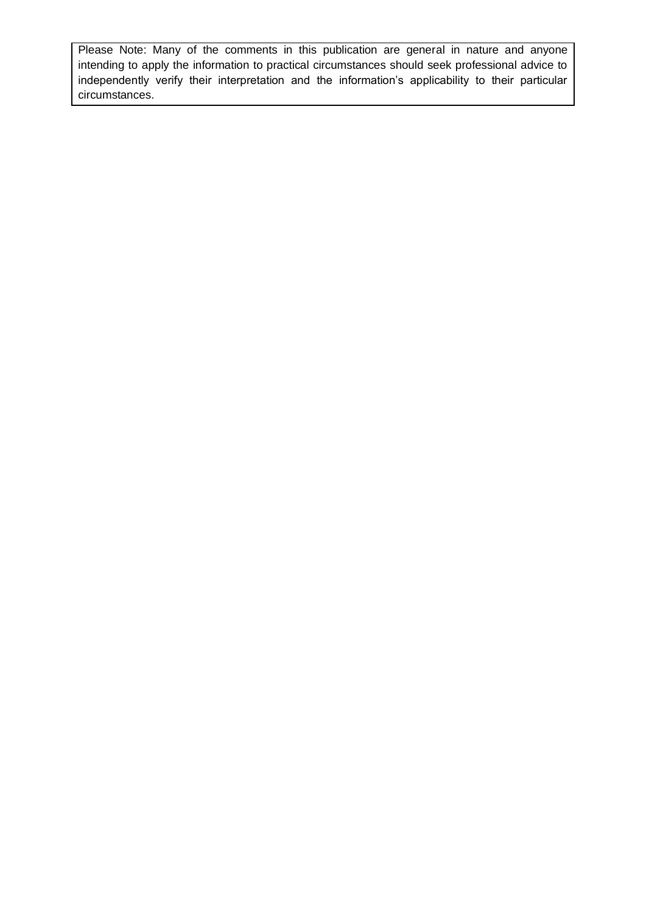Please Note: Many of the comments in this publication are general in nature and anyone intending to apply the information to practical circumstances should seek professional advice to independently verify their interpretation and the information's applicability to their particular circumstances.